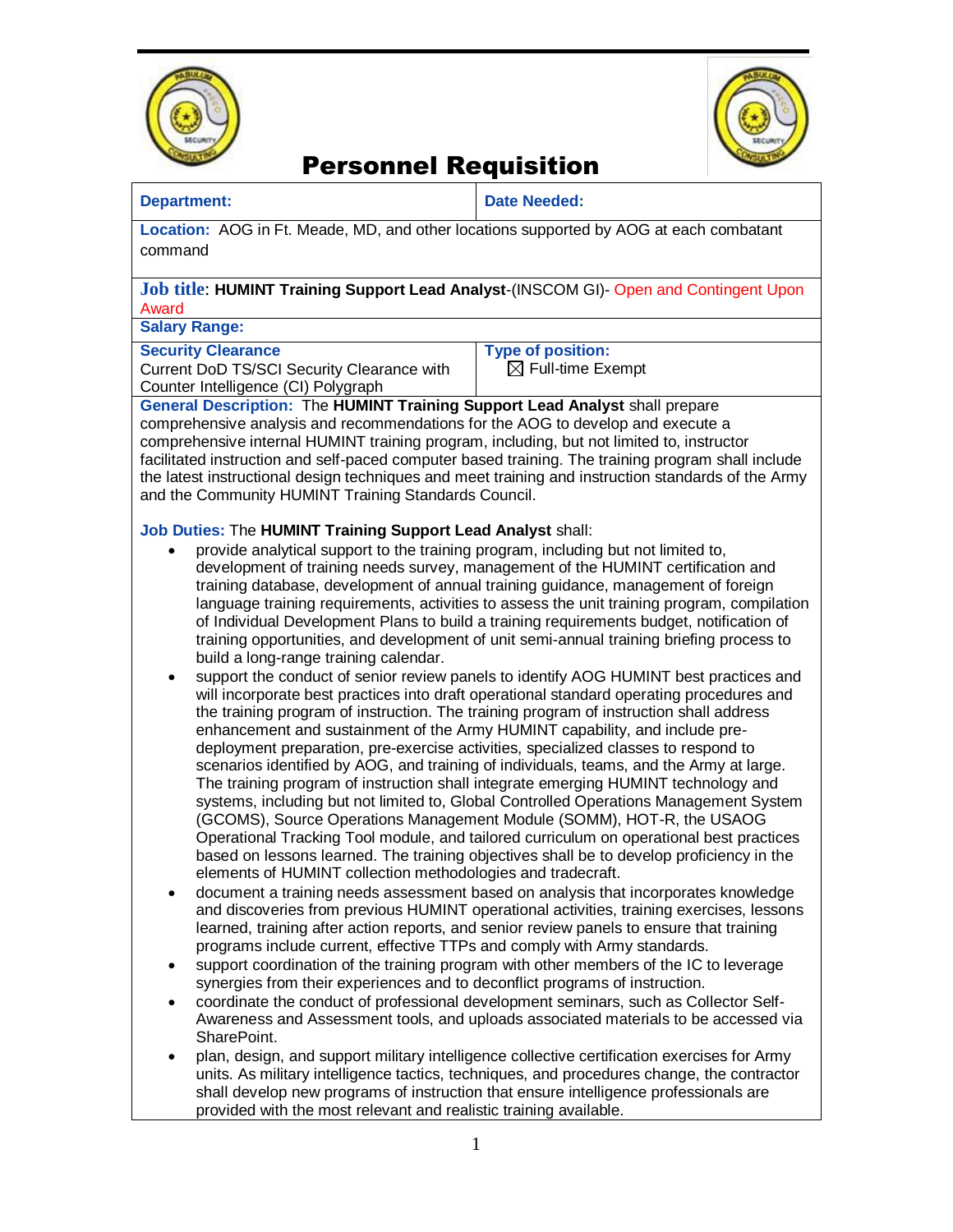# Personnel Requisition

| Department: | Date Needed: |
|---|---|
| **Location:** AOG in Ft. Meade, MD, and other locations supported by AOG at each combatant command | |
| **Job title**: **HUMINT Training Support Lead Analyst**-(INSCOM GI)- Open and Contingent Upon Award | |
| **Salary Range:** | |
| **Security Clearance**<br>Current DoD TS/SCI Security Clearance with Counter Intelligence (CI) Polygraph | **Type of position:**<br>☒ Full-time Exempt |

**General Description:** The **HUMINT Training Support Lead Analyst** shall prepare comprehensive analysis and recommendations for the AOG to develop and execute a comprehensive internal HUMINT training program, including, but not limited to, instructor facilitated instruction and self-paced computer based training. The training program shall include the latest instructional design techniques and meet training and instruction standards of the Army and the Community HUMINT Training Standards Council.

**Job Duties:** The **HUMINT Training Support Lead Analyst** shall:

- provide analytical support to the training program, including but not limited to, development of training needs survey, management of the HUMINT certification and training database, development of annual training guidance, management of foreign language training requirements, activities to assess the unit training program, compilation of Individual Development Plans to build a training requirements budget, notification of training opportunities, and development of unit semi-annual training briefing process to build a long-range training calendar.
- support the conduct of senior review panels to identify AOG HUMINT best practices and will incorporate best practices into draft operational standard operating procedures and the training program of instruction. The training program of instruction shall address enhancement and sustainment of the Army HUMINT capability, and include pre-deployment preparation, pre-exercise activities, specialized classes to respond to scenarios identified by AOG, and training of individuals, teams, and the Army at large. The training program of instruction shall integrate emerging HUMINT technology and systems, including but not limited to, Global Controlled Operations Management System (GCOMS), Source Operations Management Module (SOMM), HOT-R, the USAOG Operational Tracking Tool module, and tailored curriculum on operational best practices based on lessons learned. The training objectives shall be to develop proficiency in the elements of HUMINT collection methodologies and tradecraft.
- document a training needs assessment based on analysis that incorporates knowledge and discoveries from previous HUMINT operational activities, training exercises, lessons learned, training after action reports, and senior review panels to ensure that training programs include current, effective TTPs and comply with Army standards.
- support coordination of the training program with other members of the IC to leverage synergies from their experiences and to deconflict programs of instruction.
- coordinate the conduct of professional development seminars, such as Collector Self-Awareness and Assessment tools, and uploads associated materials to be accessed via SharePoint.
- plan, design, and support military intelligence collective certification exercises for Army units. As military intelligence tactics, techniques, and procedures change, the contractor shall develop new programs of instruction that ensure intelligence professionals are provided with the most relevant and realistic training available.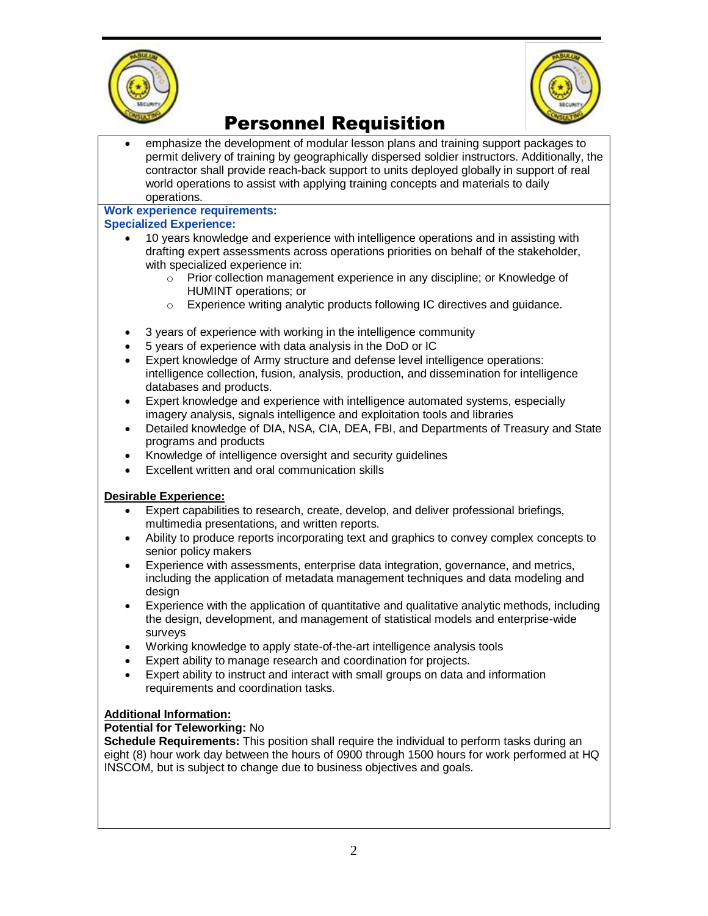# Personnel Requisition

- emphasize the development of modular lesson plans and training support packages to permit delivery of training by geographically dispersed soldier instructors. Additionally, the contractor shall provide reach-back support to units deployed globally in support of real world operations to assist with applying training concepts and materials to daily operations.

**Work experience requirements:**
**Specialized Experience:**

- 10 years knowledge and experience with intelligence operations and in assisting with drafting expert assessments across operations priorities on behalf of the stakeholder, with specialized experience in:
  - Prior collection management experience in any discipline; or Knowledge of HUMINT operations; or
  - Experience writing analytic products following IC directives and guidance.

- 3 years of experience with working in the intelligence community
- 5 years of experience with data analysis in the DoD or IC
- Expert knowledge of Army structure and defense level intelligence operations: intelligence collection, fusion, analysis, production, and dissemination for intelligence databases and products.
- Expert knowledge and experience with intelligence automated systems, especially imagery analysis, signals intelligence and exploitation tools and libraries
- Detailed knowledge of DIA, NSA, CIA, DEA, FBI, and Departments of Treasury and State programs and products
- Knowledge of intelligence oversight and security guidelines
- Excellent written and oral communication skills

**Desirable Experience:**

- Expert capabilities to research, create, develop, and deliver professional briefings, multimedia presentations, and written reports.
- Ability to produce reports incorporating text and graphics to convey complex concepts to senior policy makers
- Experience with assessments, enterprise data integration, governance, and metrics, including the application of metadata management techniques and data modeling and design
- Experience with the application of quantitative and qualitative analytic methods, including the design, development, and management of statistical models and enterprise-wide surveys
- Working knowledge to apply state-of-the-art intelligence analysis tools
- Expert ability to manage research and coordination for projects.
- Expert ability to instruct and interact with small groups on data and information requirements and coordination tasks.

**Additional Information:**

**Potential for Teleworking:** No

**Schedule Requirements:** This position shall require the individual to perform tasks during an eight (8) hour work day between the hours of 0900 through 1500 hours for work performed at HQ INSCOM, but is subject to change due to business objectives and goals.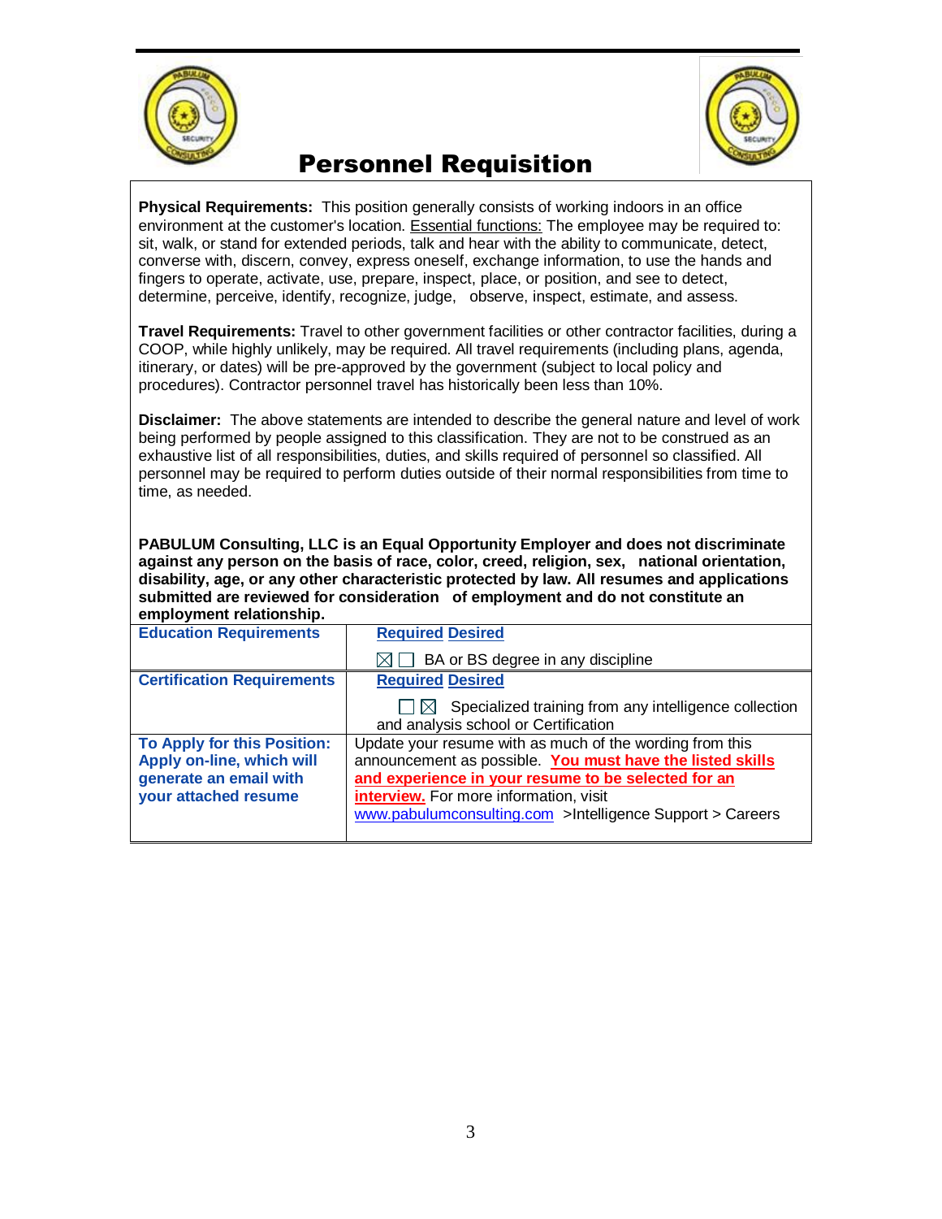# Personnel Requisition

**Physical Requirements:** This position generally consists of working indoors in an office environment at the customer's location. Essential functions: The employee may be required to: sit, walk, or stand for extended periods, talk and hear with the ability to communicate, detect, converse with, discern, convey, express oneself, exchange information, to use the hands and fingers to operate, activate, use, prepare, inspect, place, or position, and see to detect, determine, perceive, identify, recognize, judge, observe, inspect, estimate, and assess.

**Travel Requirements:** Travel to other government facilities or other contractor facilities, during a COOP, while highly unlikely, may be required. All travel requirements (including plans, agenda, itinerary, or dates) will be pre-approved by the government (subject to local policy and procedures). Contractor personnel travel has historically been less than 10%.

**Disclaimer:** The above statements are intended to describe the general nature and level of work being performed by people assigned to this classification. They are not to be construed as an exhaustive list of all responsibilities, duties, and skills required of personnel so classified. All personnel may be required to perform duties outside of their normal responsibilities from time to time, as needed.

**PABULUM Consulting, LLC is an Equal Opportunity Employer and does not discriminate against any person on the basis of race, color, creed, religion, sex, national orientation, disability, age, or any other characteristic protected by law. All resumes and applications submitted are reviewed for consideration of employment and do not constitute an employment relationship.**

| | |
|---|---|
| **Education Requirements** | **Required Desired**<br>☒ ☐ BA or BS degree in any discipline |
| **Certification Requirements** | **Required Desired**<br>☐ ☒ Specialized training from any intelligence collection and analysis school or Certification |
| **To Apply for this Position: Apply on-line, which will generate an email with your attached resume** | Update your resume with as much of the wording from this announcement as possible. **You must have the listed skills and experience in your resume to be selected for an interview.** For more information, visit www.pabulumconsulting.com >Intelligence Support > Careers |